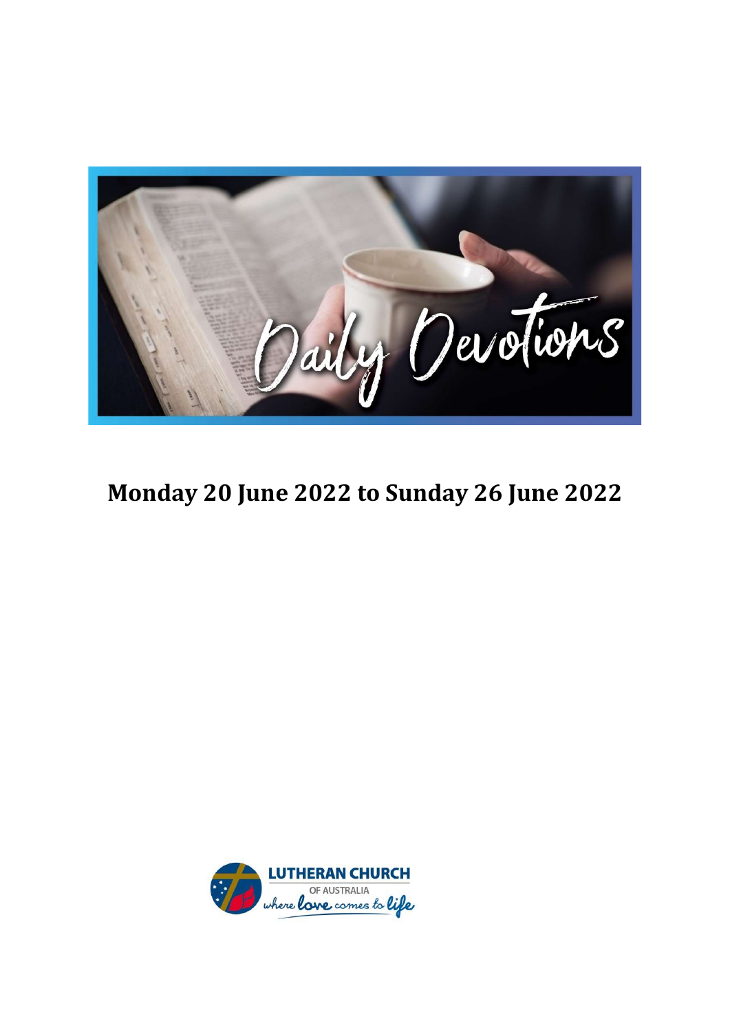Daily Devotions

# Monday 20 June 2022 to Sunday 26 June 2022

LUTHERAN CHURCH OF AUSTRALIA where love comes to life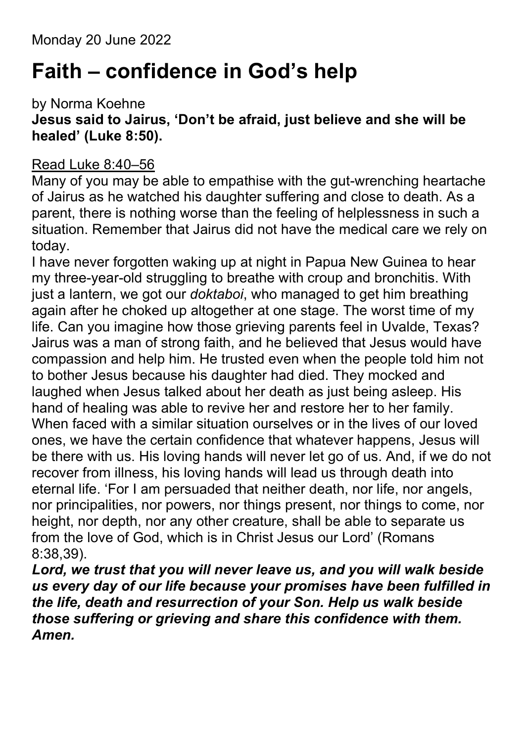Monday 20 June 2022

# Faith – confidence in God's help

by Norma Koehne

**Jesus said to Jairus, 'Don't be afraid, just believe and she will be healed' (Luke 8:50).**

<u>Read Luke 8:40–56</u>

Many of you may be able to empathise with the gut-wrenching heartache of Jairus as he watched his daughter suffering and close to death. As a parent, there is nothing worse than the feeling of helplessness in such a situation. Remember that Jairus did not have the medical care we rely on today.

I have never forgotten waking up at night in Papua New Guinea to hear my three-year-old struggling to breathe with croup and bronchitis. With just a lantern, we got our *doktaboi*, who managed to get him breathing again after he choked up altogether at one stage. The worst time of my life. Can you imagine how those grieving parents feel in Uvalde, Texas?

Jairus was a man of strong faith, and he believed that Jesus would have compassion and help him. He trusted even when the people told him not to bother Jesus because his daughter had died. They mocked and laughed when Jesus talked about her death as just being asleep. His hand of healing was able to revive her and restore her to her family.

When faced with a similar situation ourselves or in the lives of our loved ones, we have the certain confidence that whatever happens, Jesus will be there with us. His loving hands will never let go of us. And, if we do not recover from illness, his loving hands will lead us through death into eternal life. 'For I am persuaded that neither death, nor life, nor angels, nor principalities, nor powers, nor things present, nor things to come, nor height, nor depth, nor any other creature, shall be able to separate us from the love of God, which is in Christ Jesus our Lord' (Romans 8:38,39).

***Lord, we trust that you will never leave us, and you will walk beside us every day of our life because your promises have been fulfilled in the life, death and resurrection of your Son. Help us walk beside those suffering or grieving and share this confidence with them. Amen.***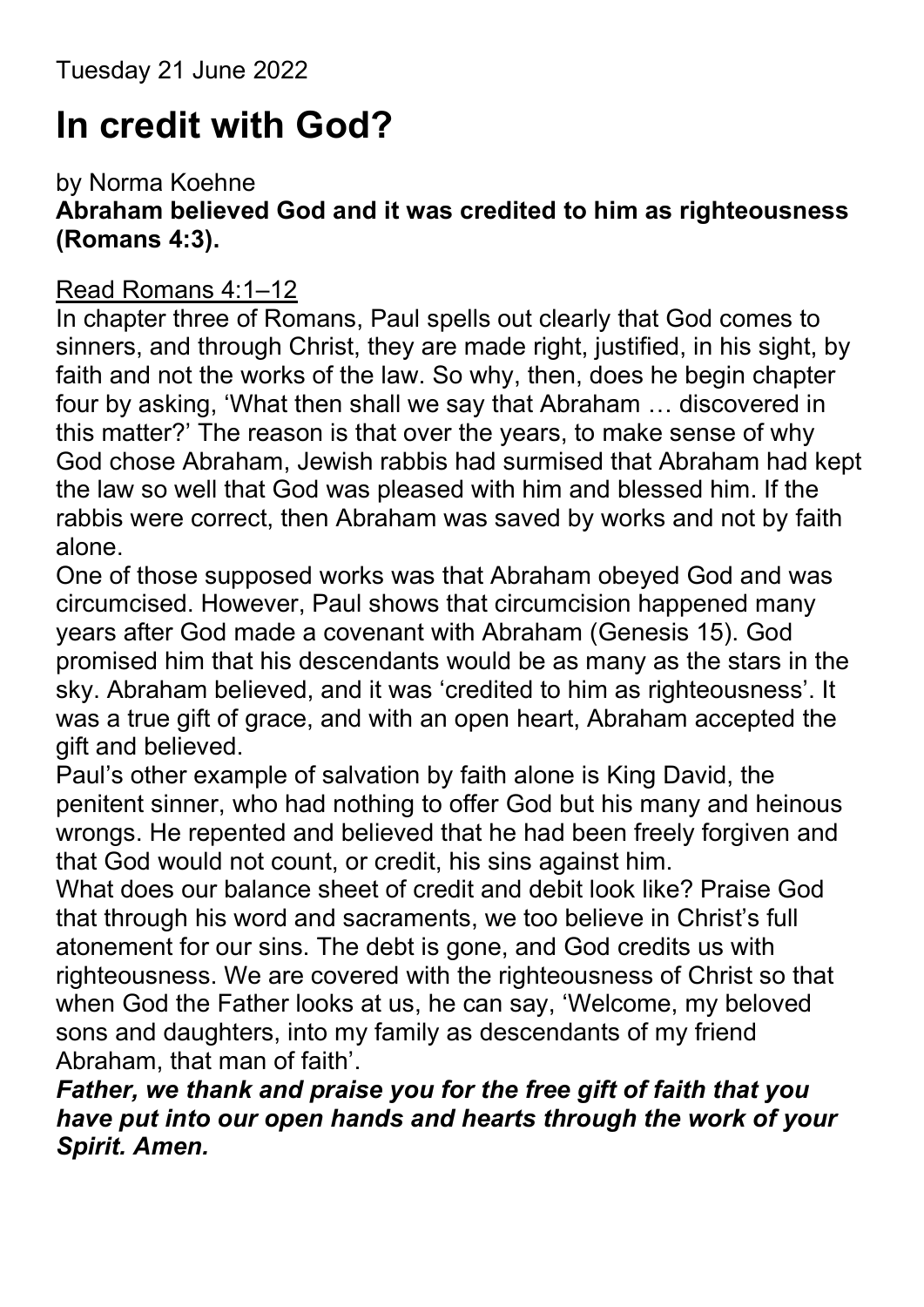Tuesday 21 June 2022

# In credit with God?

by Norma Koehne

**Abraham believed God and it was credited to him as righteousness (Romans 4:3).**

Read Romans 4:1–12

In chapter three of Romans, Paul spells out clearly that God comes to sinners, and through Christ, they are made right, justified, in his sight, by faith and not the works of the law. So why, then, does he begin chapter four by asking, 'What then shall we say that Abraham … discovered in this matter?' The reason is that over the years, to make sense of why God chose Abraham, Jewish rabbis had surmised that Abraham had kept the law so well that God was pleased with him and blessed him. If the rabbis were correct, then Abraham was saved by works and not by faith alone.

One of those supposed works was that Abraham obeyed God and was circumcised. However, Paul shows that circumcision happened many years after God made a covenant with Abraham (Genesis 15). God promised him that his descendants would be as many as the stars in the sky. Abraham believed, and it was 'credited to him as righteousness'. It was a true gift of grace, and with an open heart, Abraham accepted the gift and believed.

Paul's other example of salvation by faith alone is King David, the penitent sinner, who had nothing to offer God but his many and heinous wrongs. He repented and believed that he had been freely forgiven and that God would not count, or credit, his sins against him.

What does our balance sheet of credit and debit look like? Praise God that through his word and sacraments, we too believe in Christ's full atonement for our sins. The debt is gone, and God credits us with righteousness. We are covered with the righteousness of Christ so that when God the Father looks at us, he can say, 'Welcome, my beloved sons and daughters, into my family as descendants of my friend Abraham, that man of faith'.

***Father, we thank and praise you for the free gift of faith that you have put into our open hands and hearts through the work of your Spirit. Amen.***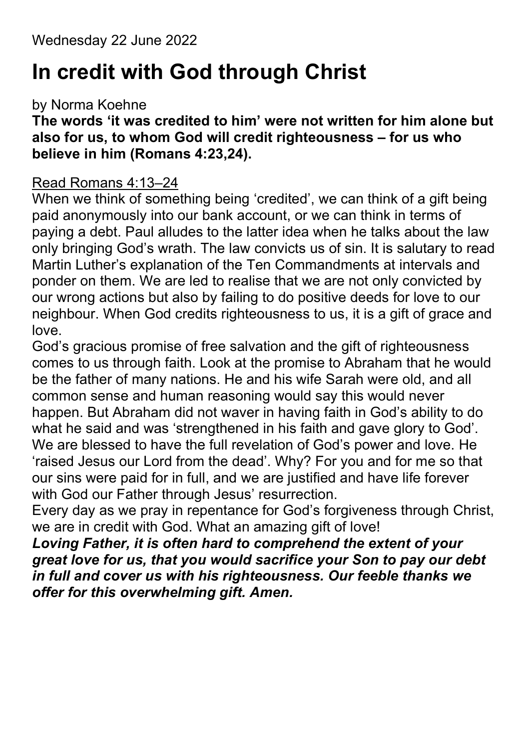Wednesday 22 June 2022

# In credit with God through Christ

by Norma Koehne

**The words 'it was credited to him' were not written for him alone but also for us, to whom God will credit righteousness – for us who believe in him (Romans 4:23,24).**

Read Romans 4:13–24

When we think of something being 'credited', we can think of a gift being paid anonymously into our bank account, or we can think in terms of paying a debt. Paul alludes to the latter idea when he talks about the law only bringing God's wrath. The law convicts us of sin. It is salutary to read Martin Luther's explanation of the Ten Commandments at intervals and ponder on them. We are led to realise that we are not only convicted by our wrong actions but also by failing to do positive deeds for love to our neighbour. When God credits righteousness to us, it is a gift of grace and love.

God's gracious promise of free salvation and the gift of righteousness comes to us through faith. Look at the promise to Abraham that he would be the father of many nations. He and his wife Sarah were old, and all common sense and human reasoning would say this would never happen. But Abraham did not waver in having faith in God's ability to do what he said and was 'strengthened in his faith and gave glory to God'. We are blessed to have the full revelation of God's power and love. He 'raised Jesus our Lord from the dead'. Why? For you and for me so that our sins were paid for in full, and we are justified and have life forever with God our Father through Jesus' resurrection.

Every day as we pray in repentance for God's forgiveness through Christ, we are in credit with God. What an amazing gift of love!

***Loving Father, it is often hard to comprehend the extent of your great love for us, that you would sacrifice your Son to pay our debt in full and cover us with his righteousness. Our feeble thanks we offer for this overwhelming gift. Amen.***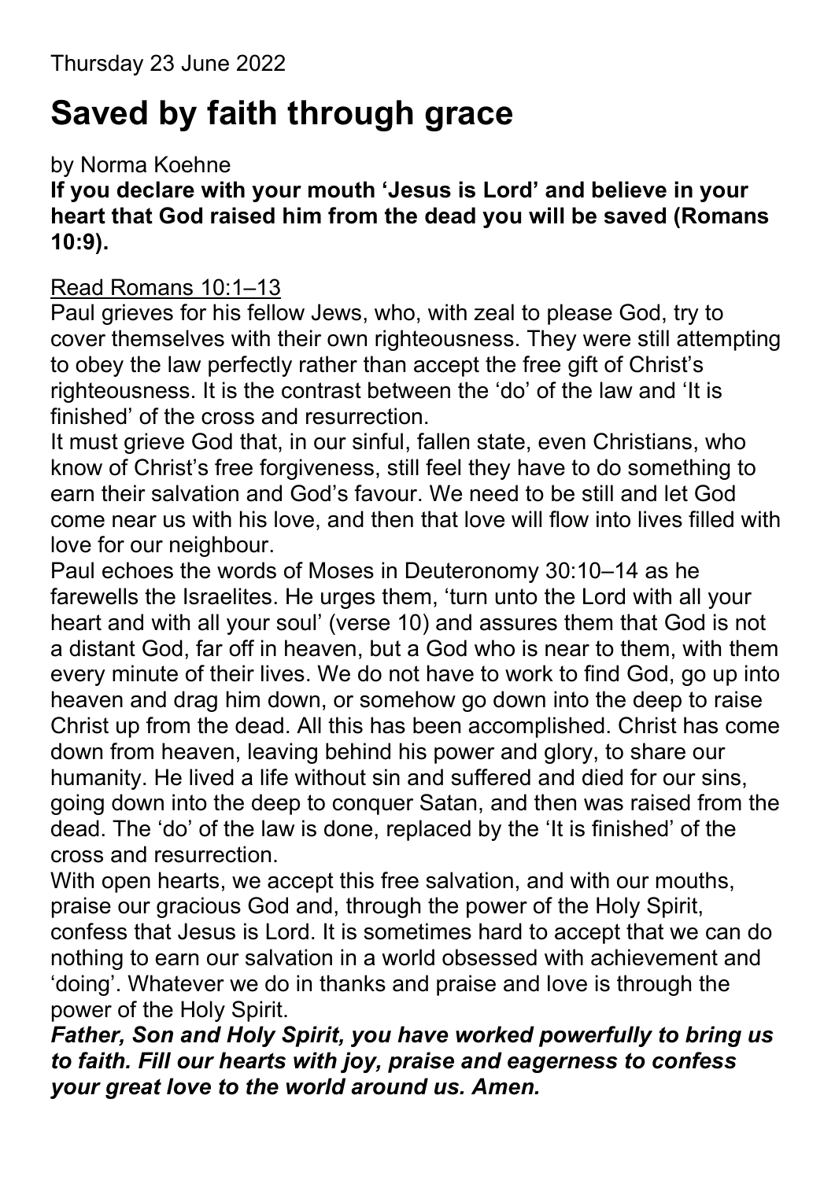Thursday 23 June 2022

# Saved by faith through grace

by Norma Koehne

**If you declare with your mouth 'Jesus is Lord' and believe in your heart that God raised him from the dead you will be saved (Romans 10:9).**

<u>Read Romans 10:1–13</u>

Paul grieves for his fellow Jews, who, with zeal to please God, try to cover themselves with their own righteousness. They were still attempting to obey the law perfectly rather than accept the free gift of Christ's righteousness. It is the contrast between the 'do' of the law and 'It is finished' of the cross and resurrection.

It must grieve God that, in our sinful, fallen state, even Christians, who know of Christ's free forgiveness, still feel they have to do something to earn their salvation and God's favour. We need to be still and let God come near us with his love, and then that love will flow into lives filled with love for our neighbour.

Paul echoes the words of Moses in Deuteronomy 30:10–14 as he farewells the Israelites. He urges them, 'turn unto the Lord with all your heart and with all your soul' (verse 10) and assures them that God is not a distant God, far off in heaven, but a God who is near to them, with them every minute of their lives. We do not have to work to find God, go up into heaven and drag him down, or somehow go down into the deep to raise Christ up from the dead. All this has been accomplished. Christ has come down from heaven, leaving behind his power and glory, to share our humanity. He lived a life without sin and suffered and died for our sins, going down into the deep to conquer Satan, and then was raised from the dead. The 'do' of the law is done, replaced by the 'It is finished' of the cross and resurrection.

With open hearts, we accept this free salvation, and with our mouths, praise our gracious God and, through the power of the Holy Spirit, confess that Jesus is Lord. It is sometimes hard to accept that we can do nothing to earn our salvation in a world obsessed with achievement and 'doing'. Whatever we do in thanks and praise and love is through the power of the Holy Spirit.

***Father, Son and Holy Spirit, you have worked powerfully to bring us to faith. Fill our hearts with joy, praise and eagerness to confess your great love to the world around us. Amen.***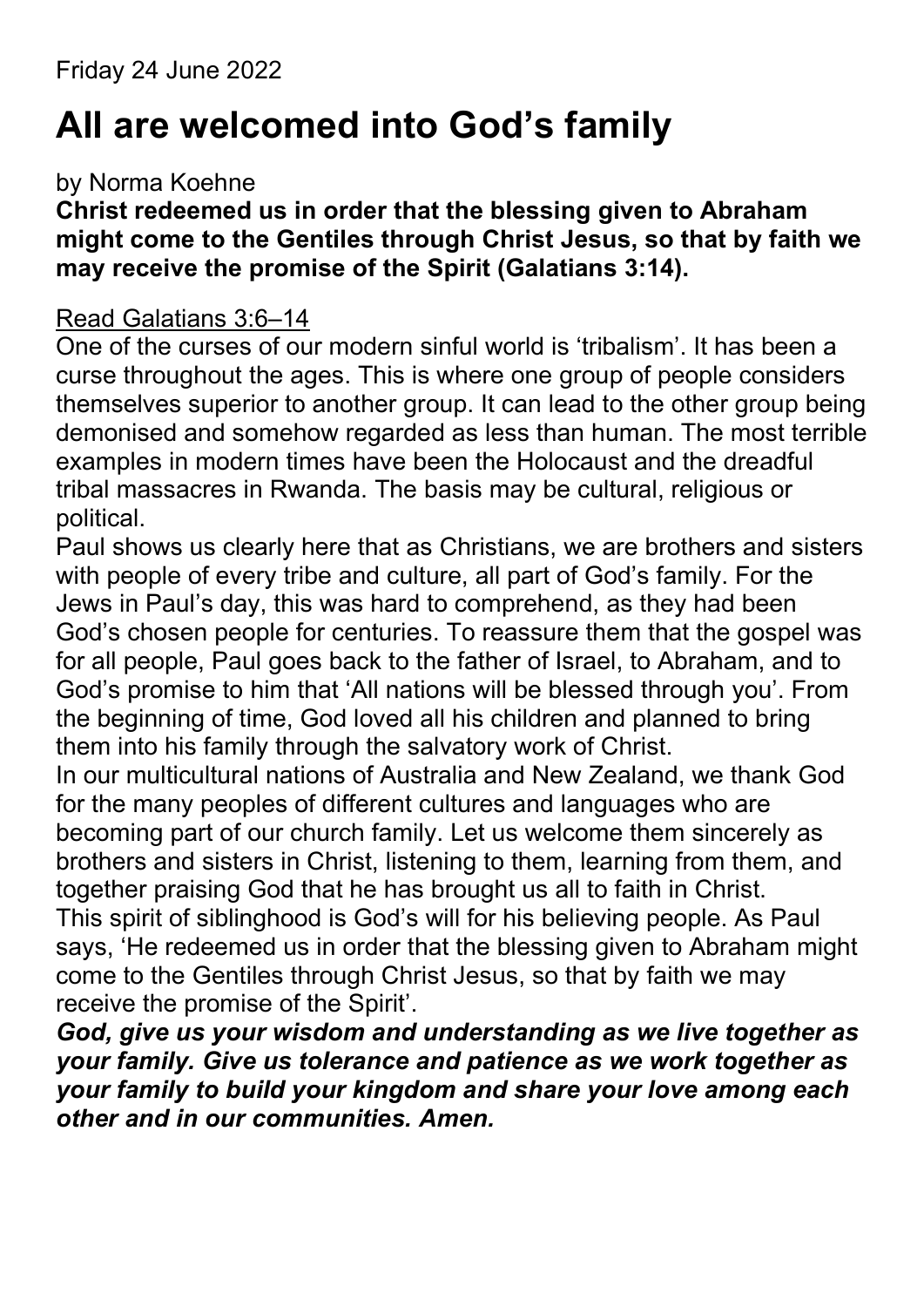Friday 24 June 2022

# All are welcomed into God's family

by Norma Koehne

**Christ redeemed us in order that the blessing given to Abraham might come to the Gentiles through Christ Jesus, so that by faith we may receive the promise of the Spirit (Galatians 3:14).**

Read Galatians 3:6–14

One of the curses of our modern sinful world is 'tribalism'. It has been a curse throughout the ages. This is where one group of people considers themselves superior to another group. It can lead to the other group being demonised and somehow regarded as less than human. The most terrible examples in modern times have been the Holocaust and the dreadful tribal massacres in Rwanda. The basis may be cultural, religious or political.

Paul shows us clearly here that as Christians, we are brothers and sisters with people of every tribe and culture, all part of God's family. For the Jews in Paul's day, this was hard to comprehend, as they had been God's chosen people for centuries. To reassure them that the gospel was for all people, Paul goes back to the father of Israel, to Abraham, and to God's promise to him that 'All nations will be blessed through you'. From the beginning of time, God loved all his children and planned to bring them into his family through the salvatory work of Christ.

In our multicultural nations of Australia and New Zealand, we thank God for the many peoples of different cultures and languages who are becoming part of our church family. Let us welcome them sincerely as brothers and sisters in Christ, listening to them, learning from them, and together praising God that he has brought us all to faith in Christ.

This spirit of siblinghood is God's will for his believing people. As Paul says, 'He redeemed us in order that the blessing given to Abraham might come to the Gentiles through Christ Jesus, so that by faith we may receive the promise of the Spirit'.

***God, give us your wisdom and understanding as we live together as your family. Give us tolerance and patience as we work together as your family to build your kingdom and share your love among each other and in our communities. Amen.***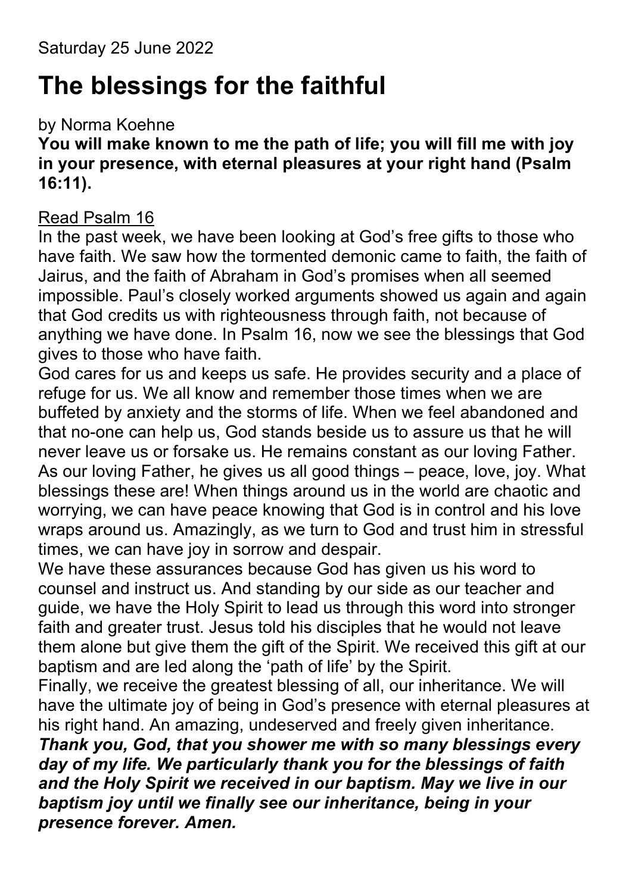Saturday 25 June 2022

# The blessings for the faithful

by Norma Koehne

**You will make known to me the path of life; you will fill me with joy in your presence, with eternal pleasures at your right hand (Psalm 16:11).**

Read Psalm 16

In the past week, we have been looking at God's free gifts to those who have faith. We saw how the tormented demonic came to faith, the faith of Jairus, and the faith of Abraham in God's promises when all seemed impossible. Paul's closely worked arguments showed us again and again that God credits us with righteousness through faith, not because of anything we have done. In Psalm 16, now we see the blessings that God gives to those who have faith.

God cares for us and keeps us safe. He provides security and a place of refuge for us. We all know and remember those times when we are buffeted by anxiety and the storms of life. When we feel abandoned and that no-one can help us, God stands beside us to assure us that he will never leave us or forsake us. He remains constant as our loving Father. As our loving Father, he gives us all good things – peace, love, joy. What blessings these are! When things around us in the world are chaotic and worrying, we can have peace knowing that God is in control and his love wraps around us. Amazingly, as we turn to God and trust him in stressful times, we can have joy in sorrow and despair.

We have these assurances because God has given us his word to counsel and instruct us. And standing by our side as our teacher and guide, we have the Holy Spirit to lead us through this word into stronger faith and greater trust. Jesus told his disciples that he would not leave them alone but give them the gift of the Spirit. We received this gift at our baptism and are led along the 'path of life' by the Spirit.

Finally, we receive the greatest blessing of all, our inheritance. We will have the ultimate joy of being in God's presence with eternal pleasures at his right hand. An amazing, undeserved and freely given inheritance.

***Thank you, God, that you shower me with so many blessings every day of my life. We particularly thank you for the blessings of faith and the Holy Spirit we received in our baptism. May we live in our baptism joy until we finally see our inheritance, being in your presence forever. Amen.***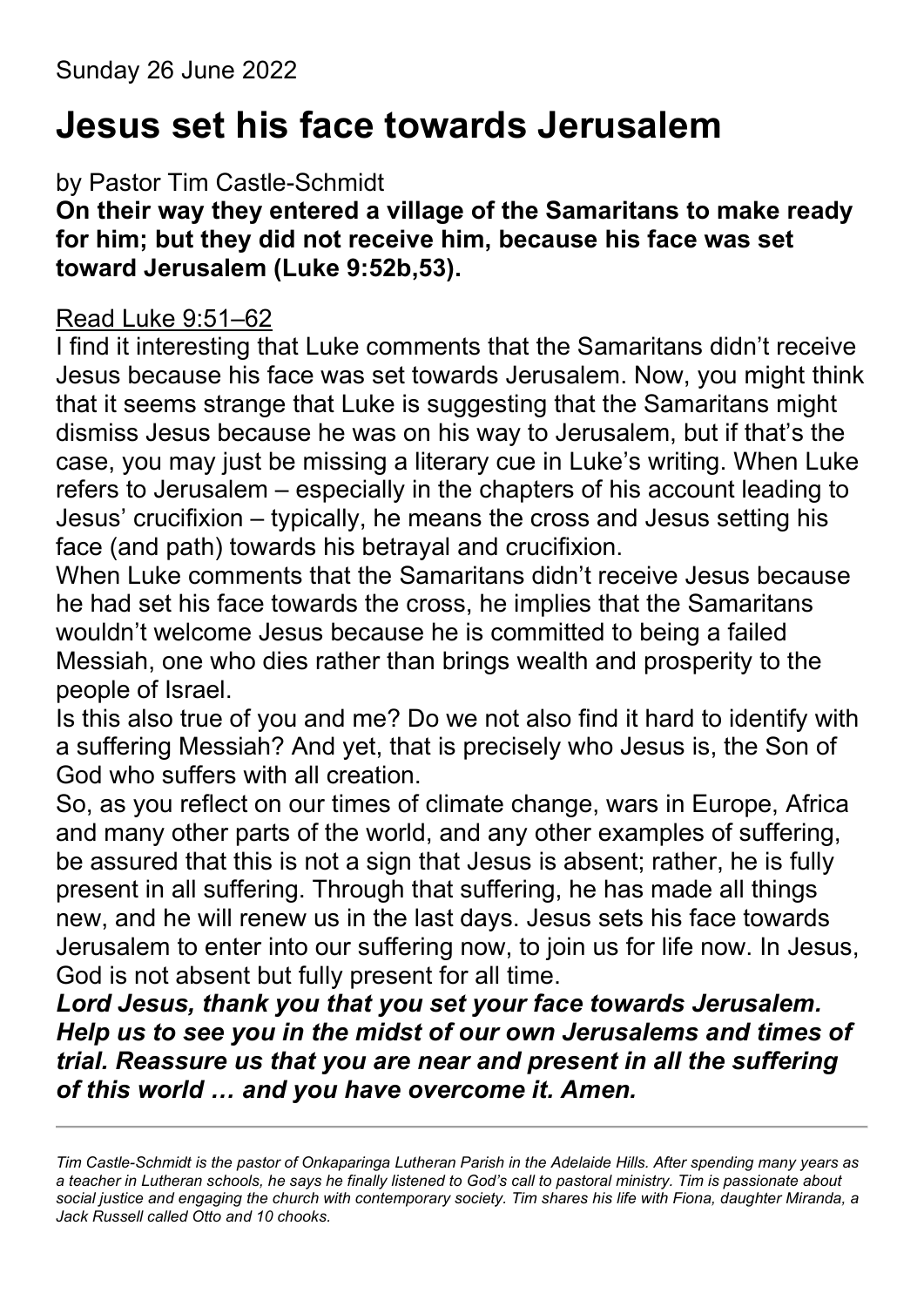Sunday 26 June 2022

# Jesus set his face towards Jerusalem

by Pastor Tim Castle-Schmidt

**On their way they entered a village of the Samaritans to make ready for him; but they did not receive him, because his face was set toward Jerusalem (Luke 9:52b,53).**

Read Luke 9:51–62

I find it interesting that Luke comments that the Samaritans didn't receive Jesus because his face was set towards Jerusalem. Now, you might think that it seems strange that Luke is suggesting that the Samaritans might dismiss Jesus because he was on his way to Jerusalem, but if that's the case, you may just be missing a literary cue in Luke's writing. When Luke refers to Jerusalem – especially in the chapters of his account leading to Jesus' crucifixion – typically, he means the cross and Jesus setting his face (and path) towards his betrayal and crucifixion.

When Luke comments that the Samaritans didn't receive Jesus because he had set his face towards the cross, he implies that the Samaritans wouldn't welcome Jesus because he is committed to being a failed Messiah, one who dies rather than brings wealth and prosperity to the people of Israel.

Is this also true of you and me? Do we not also find it hard to identify with a suffering Messiah? And yet, that is precisely who Jesus is, the Son of God who suffers with all creation.

So, as you reflect on our times of climate change, wars in Europe, Africa and many other parts of the world, and any other examples of suffering, be assured that this is not a sign that Jesus is absent; rather, he is fully present in all suffering. Through that suffering, he has made all things new, and he will renew us in the last days. Jesus sets his face towards Jerusalem to enter into our suffering now, to join us for life now. In Jesus, God is not absent but fully present for all time.

***Lord Jesus, thank you that you set your face towards Jerusalem. Help us to see you in the midst of our own Jerusalems and times of trial. Reassure us that you are near and present in all the suffering of this world … and you have overcome it. Amen.***

---

*Tim Castle-Schmidt is the pastor of Onkaparinga Lutheran Parish in the Adelaide Hills. After spending many years as a teacher in Lutheran schools, he says he finally listened to God's call to pastoral ministry. Tim is passionate about social justice and engaging the church with contemporary society. Tim shares his life with Fiona, daughter Miranda, a Jack Russell called Otto and 10 chooks.*